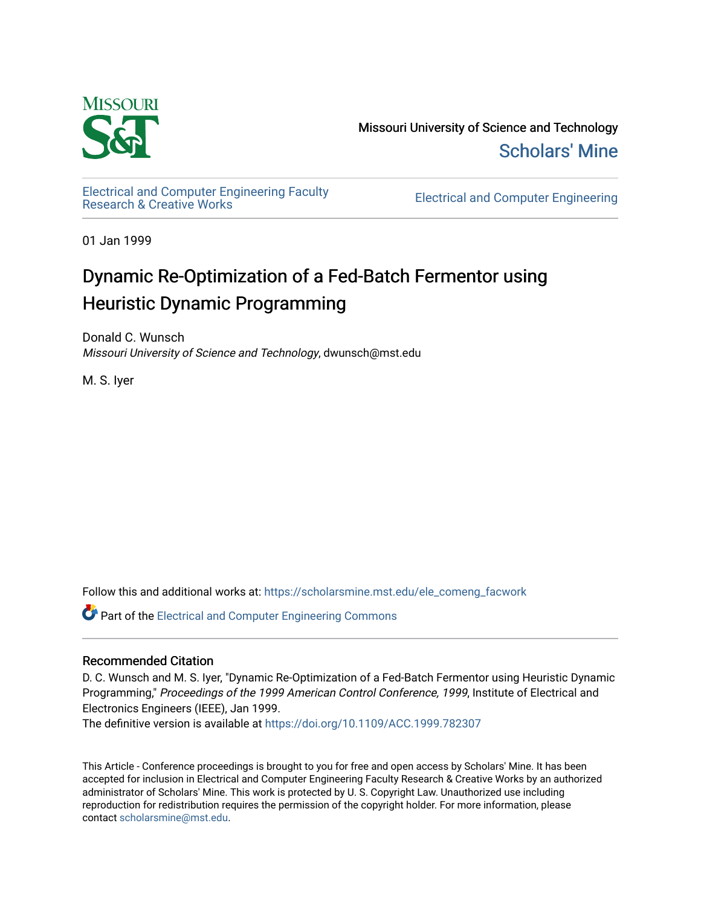Missouri University of Science and Technology

Scholars' Mine

Electrical and Computer Engineering Faculty Research & Creative Works

Electrical and Computer Engineering

01 Jan 1999

# Dynamic Re-Optimization of a Fed-Batch Fermentor using Heuristic Dynamic Programming

Donald C. Wunsch
*Missouri University of Science and Technology*, dwunsch@mst.edu

M. S. Iyer

Follow this and additional works at: https://scholarsmine.mst.edu/ele_comeng_facwork

Part of the Electrical and Computer Engineering Commons

## Recommended Citation

D. C. Wunsch and M. S. Iyer, "Dynamic Re-Optimization of a Fed-Batch Fermentor using Heuristic Dynamic Programming," *Proceedings of the 1999 American Control Conference, 1999*, Institute of Electrical and Electronics Engineers (IEEE), Jan 1999.
The definitive version is available at https://doi.org/10.1109/ACC.1999.782307

This Article - Conference proceedings is brought to you for free and open access by Scholars' Mine. It has been accepted for inclusion in Electrical and Computer Engineering Faculty Research & Creative Works by an authorized administrator of Scholars' Mine. This work is protected by U. S. Copyright Law. Unauthorized use including reproduction for redistribution requires the permission of the copyright holder. For more information, please contact scholarsmine@mst.edu.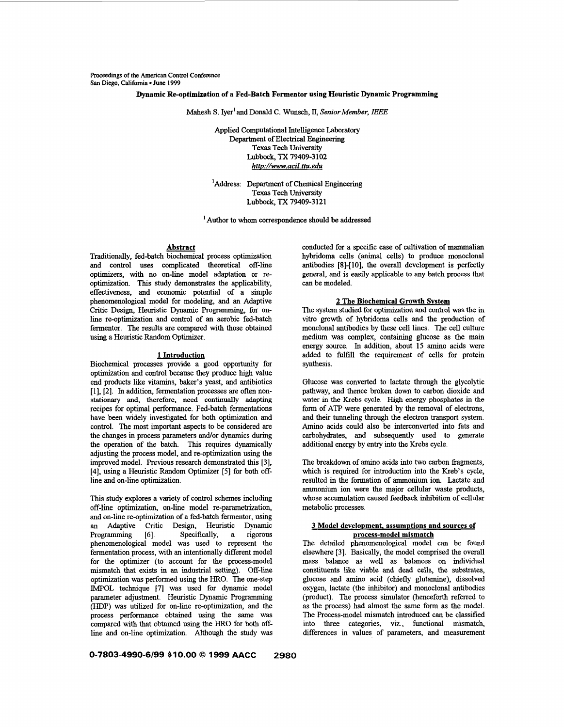Proceedings of the American Control Conference
San Diego, California • June 1999

# Dynamic Re-optimization of a Fed-Batch Fermentor using Heuristic Dynamic Programming

Mahesh S. Iyer[1] and Donald C. Wunsch, II, *Senior Member, IEEE*

Applied Computational Intelligence Laboratory
Department of Electrical Engineering
Texas Tech University
Lubbock, TX 79409-3102
*http://www.acil.ttu.edu*

[1]Address: Department of Chemical Engineering
Texas Tech University
Lubbock, TX 79409-3121

[1] Author to whom correspondence should be addressed

## Abstract

Traditionally, fed-batch biochemical process optimization and control uses complicated theoretical off-line optimizers, with no on-line model adaptation or re-optimization. This study demonstrates the applicability, effectiveness, and economic potential of a simple phenomenological model for modeling, and an Adaptive Critic Design, Heuristic Dynamic Programming, for on-line re-optimization and control of an aerobic fed-batch fermentor. The results are compared with those obtained using a Heuristic Random Optimizer.

## 1 Introduction

Biochemical processes provide a good opportunity for optimization and control because they produce high value end products like vitamins, baker's yeast, and antibiotics [1], [2]. In addition, fermentation processes are often non-stationary and, therefore, need continually adapting recipes for optimal performance. Fed-batch fermentations have been widely investigated for both optimization and control. The most important aspects to be considered are the changes in process parameters and/or dynamics during the operation of the batch. This requires dynamically adjusting the process model, and re-optimization using the improved model. Previous research demonstrated this [3], [4], using a Heuristic Random Optimizer [5] for both off-line and on-line optimization.

This study explores a variety of control schemes including off-line optimization, on-line model re-parametrization, and on-line re-optimization of a fed-batch fermentor, using an Adaptive Critic Design, Heuristic Dynamic Programming [6]. Specifically, a rigorous phenomenological model was used to represent the fermentation process, with an intentionally different model for the optimizer (to account for the process-model mismatch that exists in an industrial setting). Off-line optimization was performed using the HRO. The one-step IMPOL technique [7] was used for dynamic model parameter adjustment. Heuristic Dynamic Programming (HDP) was utilized for on-line re-optimization, and the process performance obtained using the same was compared with that obtained using the HRO for both off-line and on-line optimization. Although the study was conducted for a specific case of cultivation of mammalian hybridoma cells (animal cells) to produce monoclonal antibodies [8]-[10], the overall development is perfectly general, and is easily applicable to any batch process that can be modeled.

## 2 The Biochemical Growth System

The system studied for optimization and control was the in vitro growth of hybridoma cells and the production of monclonal antibodies by these cell lines. The cell culture medium was complex, containing glucose as the main energy source. In addition, about 15 amino acids were added to fulfill the requirement of cells for protein synthesis.

Glucose was converted to lactate through the glycolytic pathway, and thence broken down to carbon dioxide and water in the Krebs cycle. High energy phosphates in the form of ATP were generated by the removal of electrons, and their tunneling through the electron transport system. Amino acids could also be interconverted into fats and carbohydrates, and subsequently used to generate additional energy by entry into the Krebs cycle.

The breakdown of amino acids into two carbon fragments, which is required for introduction into the Kreb's cycle, resulted in the formation of ammonium ion. Lactate and ammonium ion were the major cellular waste products, whose accumulation caused feedback inhibition of cellular metabolic processes.

## 3 Model development, assumptions and sources of process-model mismatch

The detailed phenomenological model can be found elsewhere [3]. Basically, the model comprised the overall mass balance as well as balances on individual constituents like viable and dead cells, the substrates, glucose and amino acid (chiefly glutamine), dissolved oxygen, lactate (the inhibitor) and monoclonal antibodies (product). The process simulator (henceforth referred to as the process) had almost the same form as the model. The Process-model mismatch introduced can be classified into three categories, viz., functional mismatch, differences in values of parameters, and measurement

0-7803-4990-6/99 $10.00 © 1999 AACC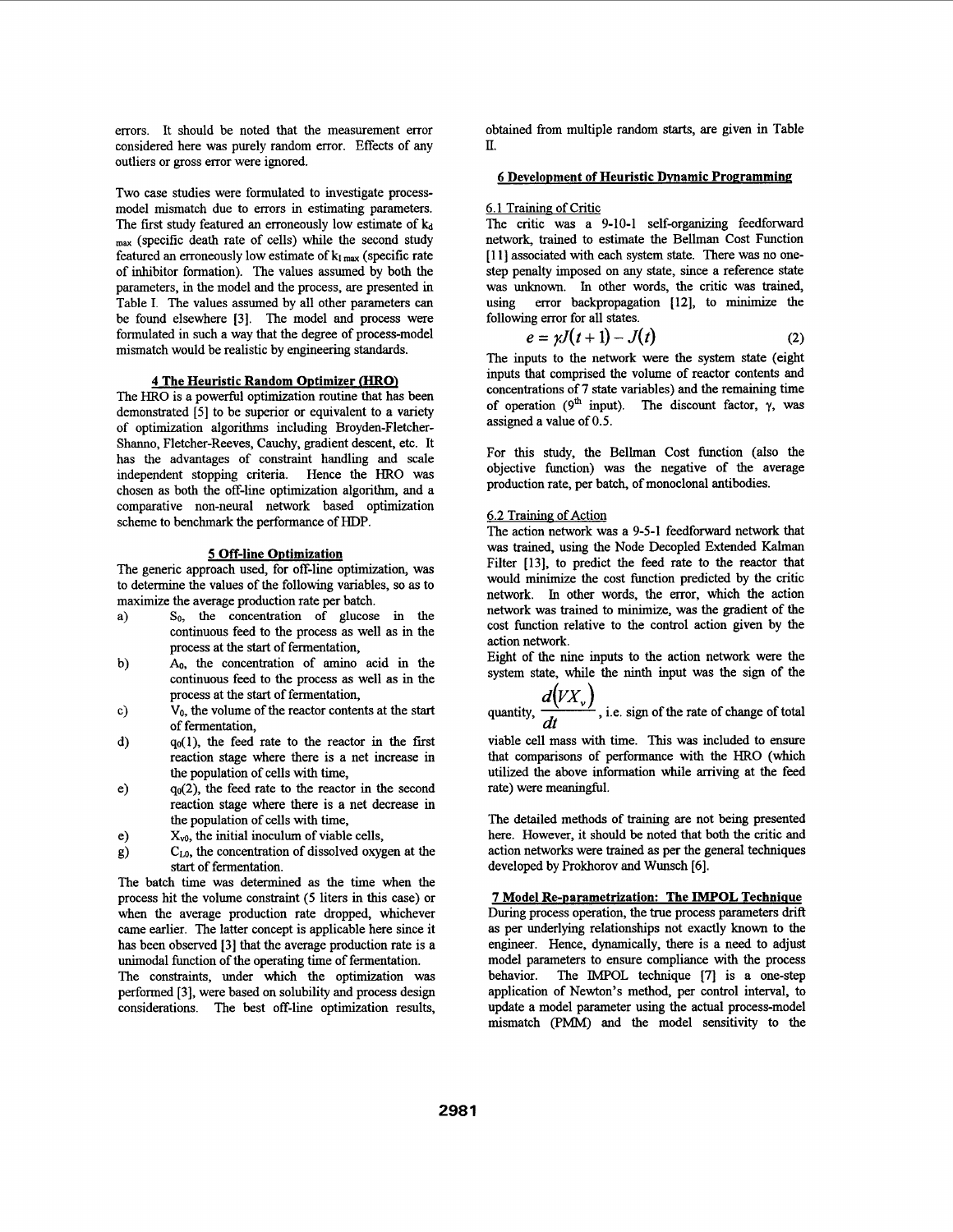errors. It should be noted that the measurement error considered here was purely random error. Effects of any outliers or gross error were ignored.

Two case studies were formulated to investigate process-model mismatch due to errors in estimating parameters. The first study featured an erroneously low estimate of $k_{d\,max}$ (specific death rate of cells) while the second study featured an erroneously low estimate of $k_{I\,max}$ (specific rate of inhibitor formation). The values assumed by both the parameters, in the model and the process, are presented in Table I. The values assumed by all other parameters can be found elsewhere [3]. The model and process were formulated in such a way that the degree of process-model mismatch would be realistic by engineering standards.

## 4 The Heuristic Random Optimizer (HRO)

The HRO is a powerful optimization routine that has been demonstrated [5] to be superior or equivalent to a variety of optimization algorithms including Broyden-Fletcher-Shanno, Fletcher-Reeves, Cauchy, gradient descent, etc. It has the advantages of constraint handling and scale independent stopping criteria. Hence the HRO was chosen as both the off-line optimization algorithm, and a comparative non-neural network based optimization scheme to benchmark the performance of HDP.

## 5 Off-line Optimization

The generic approach used, for off-line optimization, was to determine the values of the following variables, so as to maximize the average production rate per batch.

a) $S_0$, the concentration of glucose in the continuous feed to the process as well as in the process at the start of fermentation,

b) $A_0$, the concentration of amino acid in the continuous feed to the process as well as in the process at the start of fermentation,

c) $V_0$, the volume of the reactor contents at the start of fermentation,

d) $q_0(1)$, the feed rate to the reactor in the first reaction stage where there is a net increase in the population of cells with time,

e) $q_0(2)$, the feed rate to the reactor in the second reaction stage where there is a net decrease in the population of cells with time,

e) $X_{v0}$, the initial inoculum of viable cells,

g) $C_{L0}$, the concentration of dissolved oxygen at the start of fermentation.

The batch time was determined as the time when the process hit the volume constraint (5 liters in this case) or when the average production rate dropped, whichever came earlier. The latter concept is applicable here since it has been observed [3] that the average production rate is a unimodal function of the operating time of fermentation.

The constraints, under which the optimization was performed [3], were based on solubility and process design considerations. The best off-line optimization results, obtained from multiple random starts, are given in Table II.

## 6 Development of Heuristic Dynamic Programming

### 6.1 Training of Critic

The critic was a 9-10-1 self-organizing feedforward network, trained to estimate the Bellman Cost Function [11] associated with each system state. There was no one-step penalty imposed on any state, since a reference state was unknown. In other words, the critic was trained, using error backpropagation [12], to minimize the following error for all states.

$$e = \gamma J(t+1) - J(t) \tag{2}$$

The inputs to the network were the system state (eight inputs that comprised the volume of reactor contents and concentrations of 7 state variables) and the remaining time of operation (9[th] input). The discount factor, $\gamma$, was assigned a value of 0.5.

For this study, the Bellman Cost function (also the objective function) was the negative of the average production rate, per batch, of monoclonal antibodies.

### 6.2 Training of Action

The action network was a 9-5-1 feedforward network that was trained, using the Node Decopled Extended Kalman Filter [13], to predict the feed rate to the reactor that would minimize the cost function predicted by the critic network. In other words, the error, which the action network was trained to minimize, was the gradient of the cost function relative to the control action given by the action network.

Eight of the nine inputs to the action network were the system state, while the ninth input was the sign of the quantity, $\frac{d(VX_v)}{dt}$, i.e. sign of the rate of change of total viable cell mass with time. This was included to ensure that comparisons of performance with the HRO (which utilized the above information while arriving at the feed rate) were meaningful.

The detailed methods of training are not being presented here. However, it should be noted that both the critic and action networks were trained as per the general techniques developed by Prokhorov and Wunsch [6].

## 7 Model Re-parametrization: The IMPOL Technique

During process operation, the true process parameters drift as per underlying relationships not exactly known to the engineer. Hence, dynamically, there is a need to adjust model parameters to ensure compliance with the process behavior. The IMPOL technique [7] is a one-step application of Newton's method, per control interval, to update a model parameter using the actual process-model mismatch (PMM) and the model sensitivity to the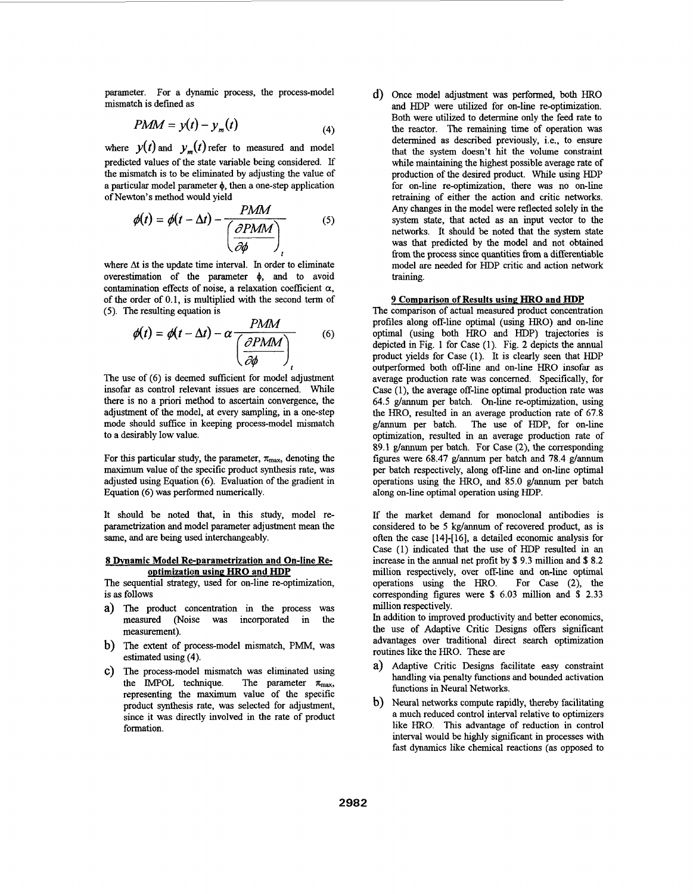parameter. For a dynamic process, the process-model mismatch is defined as

$$PMM = y(t) - y_m(t) \tag{4}$$

where $y(t)$ and $y_m(t)$ refer to measured and model predicted values of the state variable being considered. If the mismatch is to be eliminated by adjusting the value of a particular model parameter $\phi$, then a one-step application of Newton's method would yield

$$\phi(t) = \phi(t - \Delta t) - \frac{PMM}{\left(\frac{\partial PMM}{\partial \phi}\right)_t} \tag{5}$$

where $\Delta t$ is the update time interval. In order to eliminate overestimation of the parameter $\phi$, and to avoid contamination effects of noise, a relaxation coefficient $\alpha$, of the order of 0.1, is multiplied with the second term of (5). The resulting equation is

$$\phi(t) = \phi(t - \Delta t) - \alpha \frac{PMM}{\left(\frac{\partial PMM}{\partial \phi}\right)_t} \tag{6}$$

The use of (6) is deemed sufficient for model adjustment insofar as control relevant issues are concerned. While there is no a priori method to ascertain convergence, the adjustment of the model, at every sampling, in a one-step mode should suffice in keeping process-model mismatch to a desirably low value.

For this particular study, the parameter, $\pi_{max}$, denoting the maximum value of the specific product synthesis rate, was adjusted using Equation (6). Evaluation of the gradient in Equation (6) was performed numerically.

It should be noted that, in this study, model re-parametrization and model parameter adjustment mean the same, and are being used interchangeably.

## 8 Dynamic Model Re-parametrization and On-line Re-optimization using HRO and HDP

The sequential strategy, used for on-line re-optimization, is as follows

a) The product concentration in the process was measured (Noise was incorporated in the measurement).

b) The extent of process-model mismatch, PMM, was estimated using (4).

c) The process-model mismatch was eliminated using the IMPOL technique. The parameter $\pi_{max}$, representing the maximum value of the specific product synthesis rate, was selected for adjustment, since it was directly involved in the rate of product formation.

d) Once model adjustment was performed, both HRO and HDP were utilized for on-line re-optimization. Both were utilized to determine only the feed rate to the reactor. The remaining time of operation was determined as described previously, i.e., to ensure that the system doesn't hit the volume constraint while maintaining the highest possible average rate of production of the desired product. While using HDP for on-line re-optimization, there was no on-line retraining of either the action and critic networks. Any changes in the model were reflected solely in the system state, that acted as an input vector to the networks. It should be noted that the system state was that predicted by the model and not obtained from the process since quantities from a differentiable model are needed for HDP critic and action network training.

## 9 Comparison of Results using HRO and HDP

The comparison of actual measured product concentration profiles along off-line optimal (using HRO) and on-line optimal (using both HRO and HDP) trajectories is depicted in Fig. 1 for Case (1). Fig. 2 depicts the annual product yields for Case (1). It is clearly seen that HDP outperformed both off-line and on-line HRO insofar as average production rate was concerned. Specifically, for Case (1), the average off-line optimal production rate was 64.5 g/annum per batch. On-line re-optimization, using the HRO, resulted in an average production rate of 67.8 g/annum per batch. The use of HDP, for on-line optimization, resulted in an average production rate of 89.1 g/annum per batch. For Case (2), the corresponding figures were 68.47 g/annum per batch and 78.4 g/annum per batch respectively, along off-line and on-line optimal operations using the HRO, and 85.0 g/annum per batch along on-line optimal operation using HDP.

If the market demand for monoclonal antibodies is considered to be 5 kg/annum of recovered product, as is often the case [14]-[16], a detailed economic analysis for Case (1) indicated that the use of HDP resulted in an increase in the annual net profit by \$ 9.3 million and \$ 8.2 million respectively, over off-line and on-line optimal operations using the HRO. For Case (2), the corresponding figures were \$ 6.03 million and \$ 2.33 million respectively.

In addition to improved productivity and better economics, the use of Adaptive Critic Designs offers significant advantages over traditional direct search optimization routines like the HRO. These are

a) Adaptive Critic Designs facilitate easy constraint handling via penalty functions and bounded activation functions in Neural Networks.

b) Neural networks compute rapidly, thereby facilitating a much reduced control interval relative to optimizers like HRO. This advantage of reduction in control interval would be highly significant in processes with fast dynamics like chemical reactions (as opposed to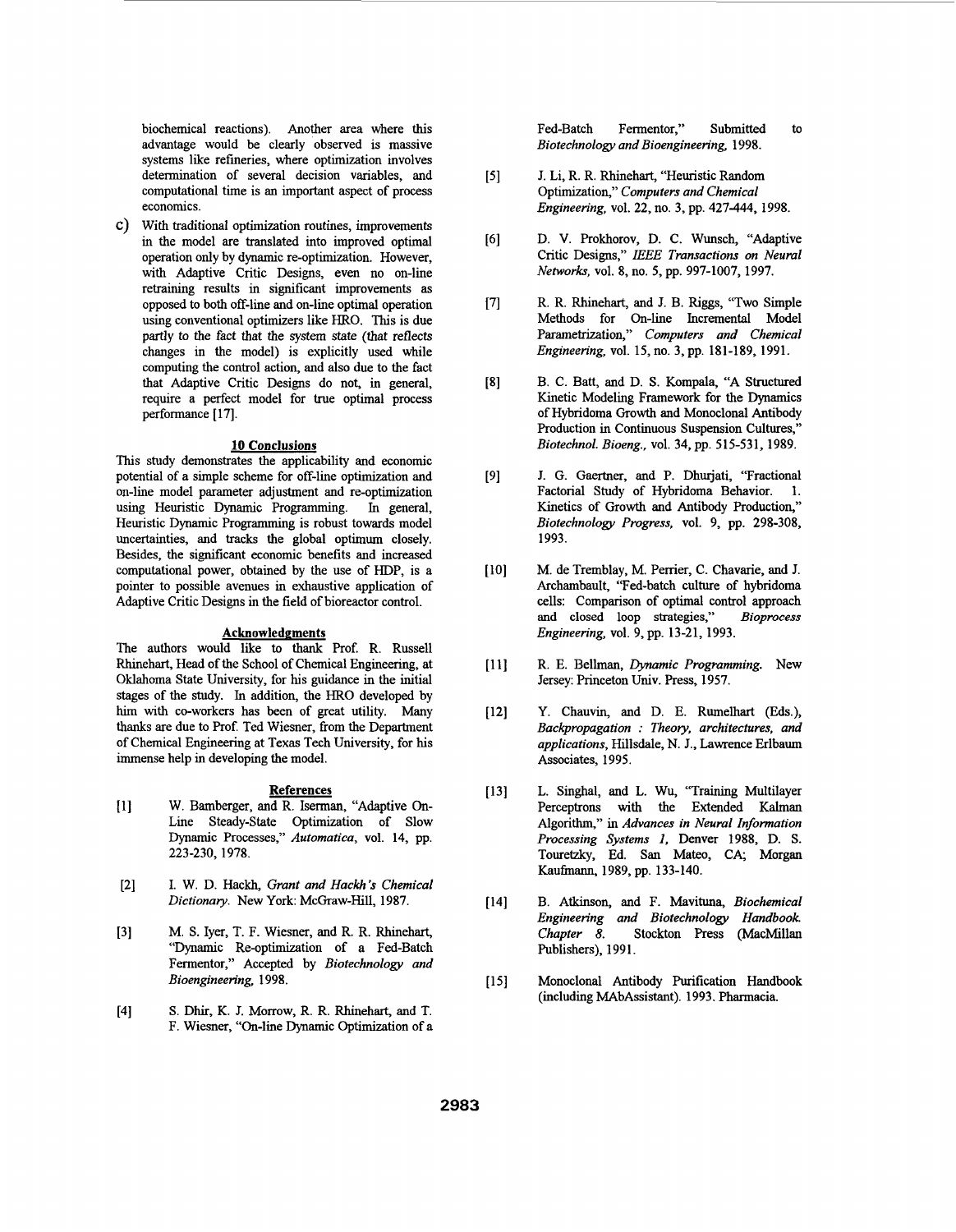biochemical reactions). Another area where this advantage would be clearly observed is massive systems like refineries, where optimization involves determination of several decision variables, and computational time is an important aspect of process economics.

c) With traditional optimization routines, improvements in the model are translated into improved optimal operation only by dynamic re-optimization. However, with Adaptive Critic Designs, even no on-line retraining results in significant improvements as opposed to both off-line and on-line optimal operation using conventional optimizers like HRO. This is due partly to the fact that the system state (that reflects changes in the model) is explicitly used while computing the control action, and also due to the fact that Adaptive Critic Designs do not, in general, require a perfect model for true optimal process performance [17].

## 10 Conclusions

This study demonstrates the applicability and economic potential of a simple scheme for off-line optimization and on-line model parameter adjustment and re-optimization using Heuristic Dynamic Programming. In general, Heuristic Dynamic Programming is robust towards model uncertainties, and tracks the global optimum closely. Besides, the significant economic benefits and increased computational power, obtained by the use of HDP, is a pointer to possible avenues in exhaustive application of Adaptive Critic Designs in the field of bioreactor control.

## Acknowledgments

The authors would like to thank Prof. R. Russell Rhinehart, Head of the School of Chemical Engineering, at Oklahoma State University, for his guidance in the initial stages of the study. In addition, the HRO developed by him with co-workers has been of great utility. Many thanks are due to Prof. Ted Wiesner, from the Department of Chemical Engineering at Texas Tech University, for his immense help in developing the model.

## References

[1] W. Bamberger, and R. Iserman, "Adaptive On-Line Steady-State Optimization of Slow Dynamic Processes," *Automatica*, vol. 14, pp. 223-230, 1978.

[2] I. W. D. Hackh, *Grant and Hackh's Chemical Dictionary*. New York: McGraw-Hill, 1987.

[3] M. S. Iyer, T. F. Wiesner, and R. R. Rhinehart, "Dynamic Re-optimization of a Fed-Batch Fermentor," Accepted by *Biotechnology and Bioengineering*, 1998.

[4] S. Dhir, K. J. Morrow, R. R. Rhinehart, and T. F. Wiesner, "On-line Dynamic Optimization of a Fed-Batch Fermentor," Submitted to *Biotechnology and Bioengineering*, 1998.

[5] J. Li, R. R. Rhinehart, "Heuristic Random Optimization," *Computers and Chemical Engineering*, vol. 22, no. 3, pp. 427-444, 1998.

[6] D. V. Prokhorov, D. C. Wunsch, "Adaptive Critic Designs," *IEEE Transactions on Neural Networks*, vol. 8, no. 5, pp. 997-1007, 1997.

[7] R. R. Rhinehart, and J. B. Riggs, "Two Simple Methods for On-line Incremental Model Parametrization," *Computers and Chemical Engineering*, vol. 15, no. 3, pp. 181-189, 1991.

[8] B. C. Batt, and D. S. Kompala, "A Structured Kinetic Modeling Framework for the Dynamics of Hybridoma Growth and Monoclonal Antibody Production in Continuous Suspension Cultures," *Biotechnol. Bioeng.*, vol. 34, pp. 515-531, 1989.

[9] J. G. Gaertner, and P. Dhurjati, "Fractional Factorial Study of Hybridoma Behavior. 1. Kinetics of Growth and Antibody Production," *Biotechnology Progress*, vol. 9, pp. 298-308, 1993.

[10] M. de Tremblay, M. Perrier, C. Chavarie, and J. Archambault, "Fed-batch culture of hybridoma cells: Comparison of optimal control approach and closed loop strategies," *Bioprocess Engineering*, vol. 9, pp. 13-21, 1993.

[11] R. E. Bellman, *Dynamic Programming*. New Jersey: Princeton Univ. Press, 1957.

[12] Y. Chauvin, and D. E. Rumelhart (Eds.), *Backpropagation : Theory, architectures, and applications*, Hillsdale, N. J., Lawrence Erlbaum Associates, 1995.

[13] L. Singhal, and L. Wu, "Training Multilayer Perceptrons with the Extended Kalman Algorithm," in *Advances in Neural Information Processing Systems 1*, Denver 1988, D. S. Touretzky, Ed. San Mateo, CA; Morgan Kaufmann, 1989, pp. 133-140.

[14] B. Atkinson, and F. Mavituna, *Biochemical Engineering and Biotechnology Handbook. Chapter 8.* Stockton Press (MacMillan Publishers), 1991.

[15] Monoclonal Antibody Purification Handbook (including MAbAssistant). 1993. Pharmacia.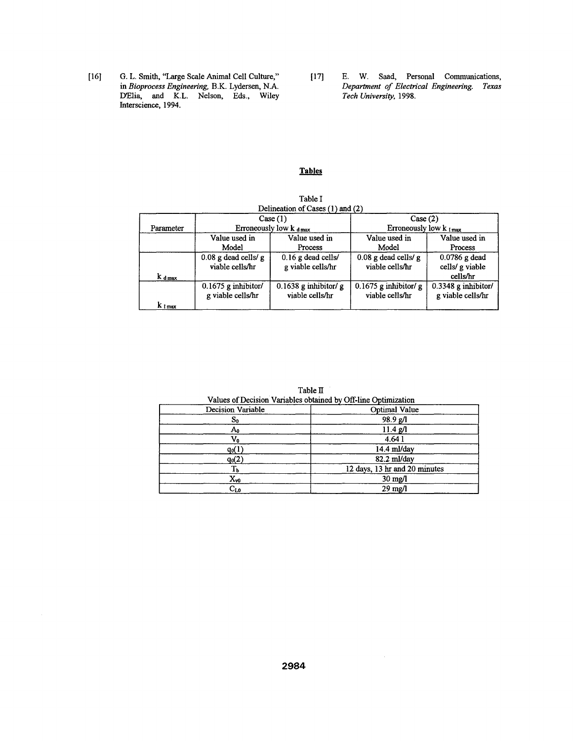[16] G. L. Smith, "Large Scale Animal Cell Culture," in *Bioprocess Engineering*, B.K. Lydersen, N.A. D'Elia, and K.L. Nelson, Eds., Wiley Interscience, 1994.

[17] E. W. Saad, Personal Communications, *Department of Electrical Engineering. Texas Tech University*, 1998.

## Tables

Table I
Delineation of Cases (1) and (2)

| Parameter | Case (1) Erroneously low $k_{d\,max}$ | | Case (2) Erroneously low $k_{I\,max}$ | |
|---|---|---|---|---|
| | Value used in Model | Value used in Process | Value used in Model | Value used in Process |
| $k_{d\,max}$ | 0.08 g dead cells/ g viable cells/hr | 0.16 g dead cells/ g viable cells/hr | 0.08 g dead cells/ g viable cells/hr | 0.0786 g dead cells/ g viable cells/hr |
| $k_{I\,max}$ | 0.1675 g inhibitor/ g viable cells/hr | 0.1638 g inhibitor/ g viable cells/hr | 0.1675 g inhibitor/ g viable cells/hr | 0.3348 g inhibitor/ g viable cells/hr |

Table II
Values of Decision Variables obtained by Off-line Optimization

| Decision Variable | Optimal Value |
|---|---|
| $S_0$ | 98.9 g/l |
| $A_0$ | 11.4 g/l |
| $V_0$ | 4.64 l |
| $q_0(1)$ | 14.4 ml/day |
| $q_0(2)$ | 82.2 ml/day |
| $T_b$ | 12 days, 13 hr and 20 minutes |
| $X_{v0}$ | 30 mg/l |
| $C_{L0}$ | 29 mg/l |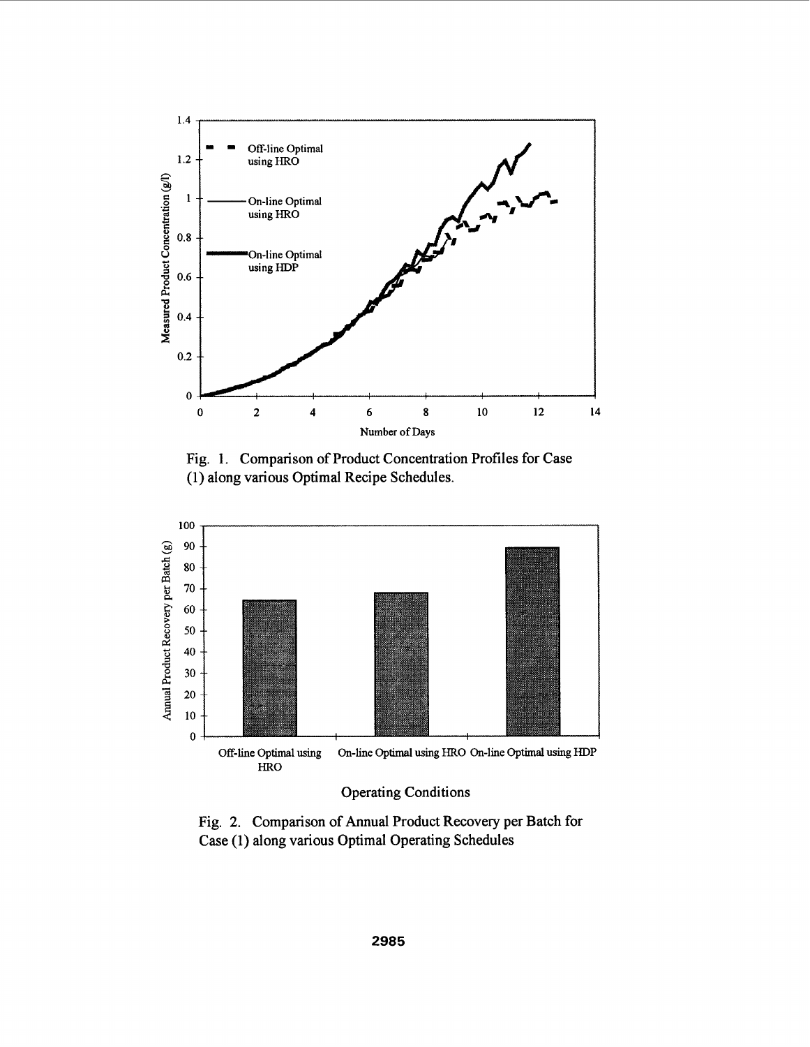1.4
1.2
1
0.8
0.6
0.4
0.2
0

Off-line Optimal using HRO

On-line Optimal using HRO

On-line Optimal using HDP

Measured Product Concentration (g/l)

0
2
4
6
8
10
12
14

Number of Days

Fig. 1. Comparison of Product Concentration Profiles for Case (1) along various Optimal Recipe Schedules.

100
90
80
70
60
50
40
30
20
10
0

Annual Product Recovery per Batch (g)

Off-line Optimal using HRO

On-line Optimal using HRO

On-line Optimal using HDP

Operating Conditions

Fig. 2. Comparison of Annual Product Recovery per Batch for Case (1) along various Optimal Operating Schedules